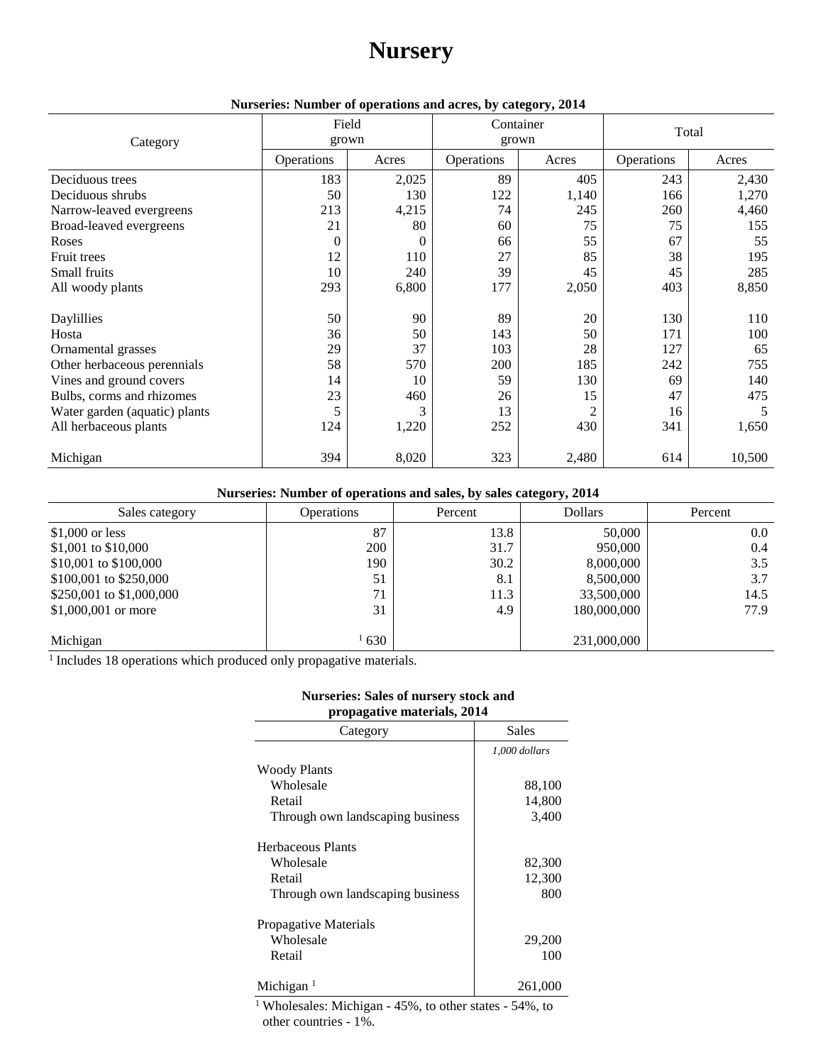# Nursery

**Nurseries: Number of operations and acres, by category, 2014**

| Category | Field grown | | Container grown | | Total | |
|---|---|---|---|---|---|---|
| | Operations | Acres | Operations | Acres | Operations | Acres |
| Deciduous trees | 183 | 2,025 | 89 | 405 | 243 | 2,430 |
| Deciduous shrubs | 50 | 130 | 122 | 1,140 | 166 | 1,270 |
| Narrow-leaved evergreens | 213 | 4,215 | 74 | 245 | 260 | 4,460 |
| Broad-leaved evergreens | 21 | 80 | 60 | 75 | 75 | 155 |
| Roses | 0 | 0 | 66 | 55 | 67 | 55 |
| Fruit trees | 12 | 110 | 27 | 85 | 38 | 195 |
| Small fruits | 10 | 240 | 39 | 45 | 45 | 285 |
| All woody plants | 293 | 6,800 | 177 | 2,050 | 403 | 8,850 |
| | | | | | | |
| Daylillies | 50 | 90 | 89 | 20 | 130 | 110 |
| Hosta | 36 | 50 | 143 | 50 | 171 | 100 |
| Ornamental grasses | 29 | 37 | 103 | 28 | 127 | 65 |
| Other herbaceous perennials | 58 | 570 | 200 | 185 | 242 | 755 |
| Vines and ground covers | 14 | 10 | 59 | 130 | 69 | 140 |
| Bulbs, corms and rhizomes | 23 | 460 | 26 | 15 | 47 | 475 |
| Water garden (aquatic) plants | 5 | 3 | 13 | 2 | 16 | 5 |
| All herbaceous plants | 124 | 1,220 | 252 | 430 | 341 | 1,650 |
| | | | | | | |
| Michigan | 394 | 8,020 | 323 | 2,480 | 614 | 10,500 |

**Nurseries: Number of operations and sales, by sales category, 2014**

| Sales category | Operations | Percent | Dollars | Percent |
|---|---|---|---|---|
| $1,000 or less | 87 | 13.8 | 50,000 | 0.0 |
| $1,001 to $10,000 | 200 | 31.7 | 950,000 | 0.4 |
| $10,001 to $100,000 | 190 | 30.2 | 8,000,000 | 3.5 |
| $100,001 to $250,000 | 51 | 8.1 | 8,500,000 | 3.7 |
| $250,001 to $1,000,000 | 71 | 11.3 | 33,500,000 | 14.5 |
| $1,000,001 or more | 31 | 4.9 | 180,000,000 | 77.9 |
| | | | | |
| Michigan | [1] 630 | | 231,000,000 | |

[1] Includes 18 operations which produced only propagative materials.

**Nurseries: Sales of nursery stock and propagative materials, 2014**

| Category | Sales |
|---|---|
| | *1,000 dollars* |
| Woody Plants | |
| Wholesale | 88,100 |
| Retail | 14,800 |
| Through own landscaping business | 3,400 |
| | |
| Herbaceous Plants | |
| Wholesale | 82,300 |
| Retail | 12,300 |
| Through own landscaping business | 800 |
| | |
| Propagative Materials | |
| Wholesale | 29,200 |
| Retail | 100 |
| | |
| Michigan [1] | 261,000 |

[1] Wholesales: Michigan - 45%, to other states - 54%, to other countries - 1%.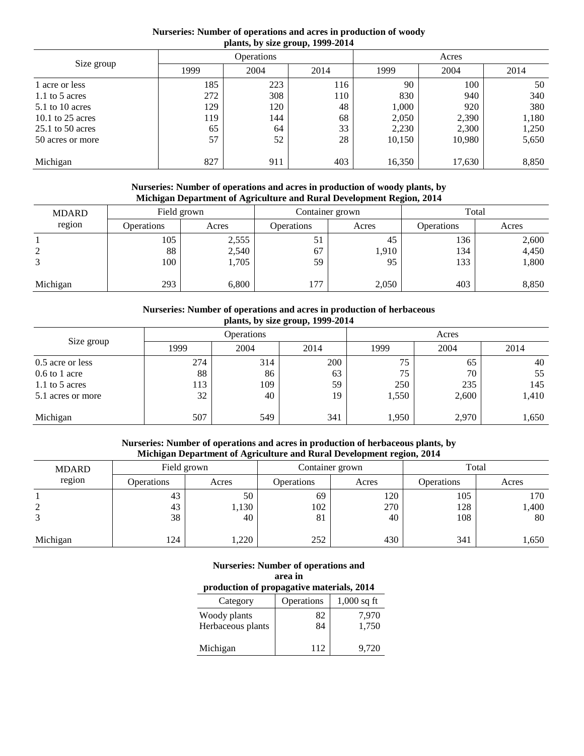**Nurseries: Number of operations and acres in production of woody plants, by size group, 1999-2014**

| Size group | Operations | | | Acres | | |
|---|---|---|---|---|---|---|
| | 1999 | 2004 | 2014 | 1999 | 2004 | 2014 |
| 1 acre or less | 185 | 223 | 116 | 90 | 100 | 50 |
| 1.1 to 5 acres | 272 | 308 | 110 | 830 | 940 | 340 |
| 5.1 to 10 acres | 129 | 120 | 48 | 1,000 | 920 | 380 |
| 10.1 to 25 acres | 119 | 144 | 68 | 2,050 | 2,390 | 1,180 |
| 25.1 to 50 acres | 65 | 64 | 33 | 2,230 | 2,300 | 1,250 |
| 50 acres or more | 57 | 52 | 28 | 10,150 | 10,980 | 5,650 |
| Michigan | 827 | 911 | 403 | 16,350 | 17,630 | 8,850 |

**Nurseries: Number of operations and acres in production of woody plants, by Michigan Department of Agriculture and Rural Development Region, 2014**

| MDARD region | Field grown | | Container grown | | Total | |
|---|---|---|---|---|---|---|
| | Operations | Acres | Operations | Acres | Operations | Acres |
| 1 | 105 | 2,555 | 51 | 45 | 136 | 2,600 |
| 2 | 88 | 2,540 | 67 | 1,910 | 134 | 4,450 |
| 3 | 100 | 1,705 | 59 | 95 | 133 | 1,800 |
| Michigan | 293 | 6,800 | 177 | 2,050 | 403 | 8,850 |

**Nurseries: Number of operations and acres in production of herbaceous plants, by size group, 1999-2014**

| Size group | Operations | | | Acres | | |
|---|---|---|---|---|---|---|
| | 1999 | 2004 | 2014 | 1999 | 2004 | 2014 |
| 0.5 acre or less | 274 | 314 | 200 | 75 | 65 | 40 |
| 0.6 to 1 acre | 88 | 86 | 63 | 75 | 70 | 55 |
| 1.1 to 5 acres | 113 | 109 | 59 | 250 | 235 | 145 |
| 5.1 acres or more | 32 | 40 | 19 | 1,550 | 2,600 | 1,410 |
| Michigan | 507 | 549 | 341 | 1,950 | 2,970 | 1,650 |

**Nurseries: Number of operations and acres in production of herbaceous plants, by Michigan Department of Agriculture and Rural Development region, 2014**

| MDARD region | Field grown | | Container grown | | Total | |
|---|---|---|---|---|---|---|
| | Operations | Acres | Operations | Acres | Operations | Acres |
| 1 | 43 | 50 | 69 | 120 | 105 | 170 |
| 2 | 43 | 1,130 | 102 | 270 | 128 | 1,400 |
| 3 | 38 | 40 | 81 | 40 | 108 | 80 |
| Michigan | 124 | 1,220 | 252 | 430 | 341 | 1,650 |

**Nurseries: Number of operations and area in production of propagative materials, 2014**

| Category | Operations | 1,000 sq ft |
|---|---|---|
| Woody plants | 82 | 7,970 |
| Herbaceous plants | 84 | 1,750 |
| Michigan | 112 | 9,720 |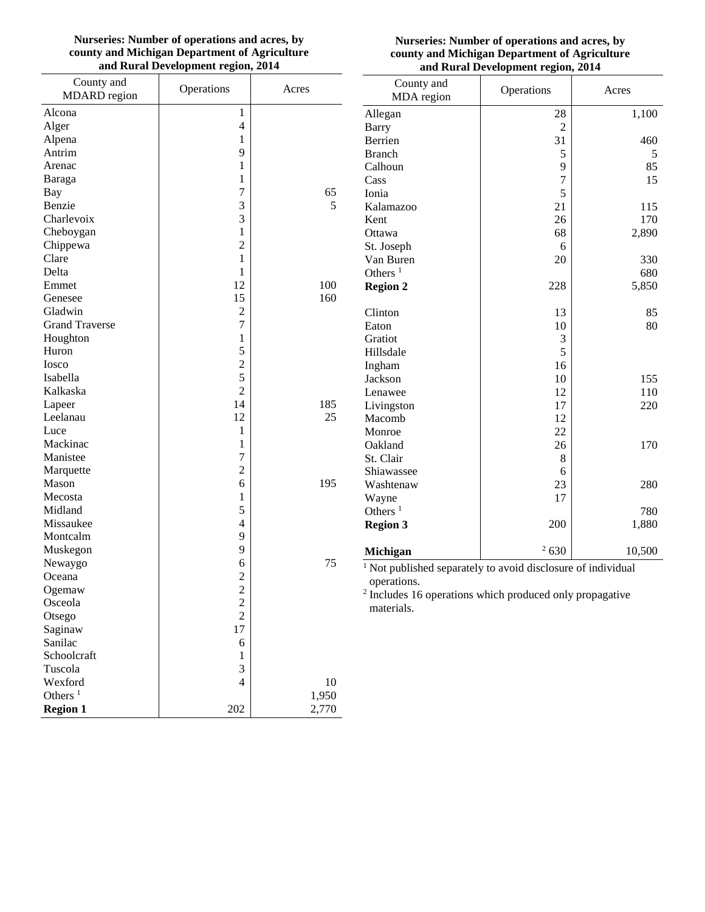**Nurseries: Number of operations and acres, by county and Michigan Department of Agriculture and Rural Development region, 2014**

| County and MDARD region | Operations | Acres |
| --- | --- | --- |
| Alcona | 1 | |
| Alger | 4 | |
| Alpena | 1 | |
| Antrim | 9 | |
| Arenac | 1 | |
| Baraga | 1 | |
| Bay | 7 | 65 |
| Benzie | 3 | 5 |
| Charlevoix | 3 | |
| Cheboygan | 1 | |
| Chippewa | 2 | |
| Clare | 1 | |
| Delta | 1 | |
| Emmet | 12 | 100 |
| Genesee | 15 | 160 |
| Gladwin | 2 | |
| Grand Traverse | 7 | |
| Houghton | 1 | |
| Huron | 5 | |
| Iosco | 2 | |
| Isabella | 5 | |
| Kalkaska | 2 | |
| Lapeer | 14 | 185 |
| Leelanau | 12 | 25 |
| Luce | 1 | |
| Mackinac | 1 | |
| Manistee | 7 | |
| Marquette | 2 | |
| Mason | 6 | 195 |
| Mecosta | 1 | |
| Midland | 5 | |
| Missaukee | 4 | |
| Montcalm | 9 | |
| Muskegon | 9 | |
| Newaygo | 6 | 75 |
| Oceana | 2 | |
| Ogemaw | 2 | |
| Osceola | 2 | |
| Otsego | 2 | |
| Saginaw | 17 | |
| Sanilac | 6 | |
| Schoolcraft | 1 | |
| Tuscola | 3 | |
| Wexford | 4 | 10 |
| Others [1] | | 1,950 |
| **Region 1** | 202 | 2,770 |

**Nurseries: Number of operations and acres, by county and Michigan Department of Agriculture and Rural Development region, 2014**

| County and MDA region | Operations | Acres |
| --- | --- | --- |
| Allegan | 28 | 1,100 |
| Barry | 2 | |
| Berrien | 31 | 460 |
| Branch | 5 | 5 |
| Calhoun | 9 | 85 |
| Cass | 7 | 15 |
| Ionia | 5 | |
| Kalamazoo | 21 | 115 |
| Kent | 26 | 170 |
| Ottawa | 68 | 2,890 |
| St. Joseph | 6 | |
| Van Buren | 20 | 330 |
| Others [1] | | 680 |
| **Region 2** | 228 | 5,850 |
| | | |
| Clinton | 13 | 85 |
| Eaton | 10 | 80 |
| Gratiot | 3 | |
| Hillsdale | 5 | |
| Ingham | 16 | |
| Jackson | 10 | 155 |
| Lenawee | 12 | 110 |
| Livingston | 17 | 220 |
| Macomb | 12 | |
| Monroe | 22 | |
| Oakland | 26 | 170 |
| St. Clair | 8 | |
| Shiawassee | 6 | |
| Washtenaw | 23 | 280 |
| Wayne | 17 | |
| Others [1] | | 780 |
| **Region 3** | 200 | 1,880 |
| | | |
| **Michigan** | [2] 630 | 10,500 |

[1] Not published separately to avoid disclosure of individual operations.

[2] Includes 16 operations which produced only propagative materials.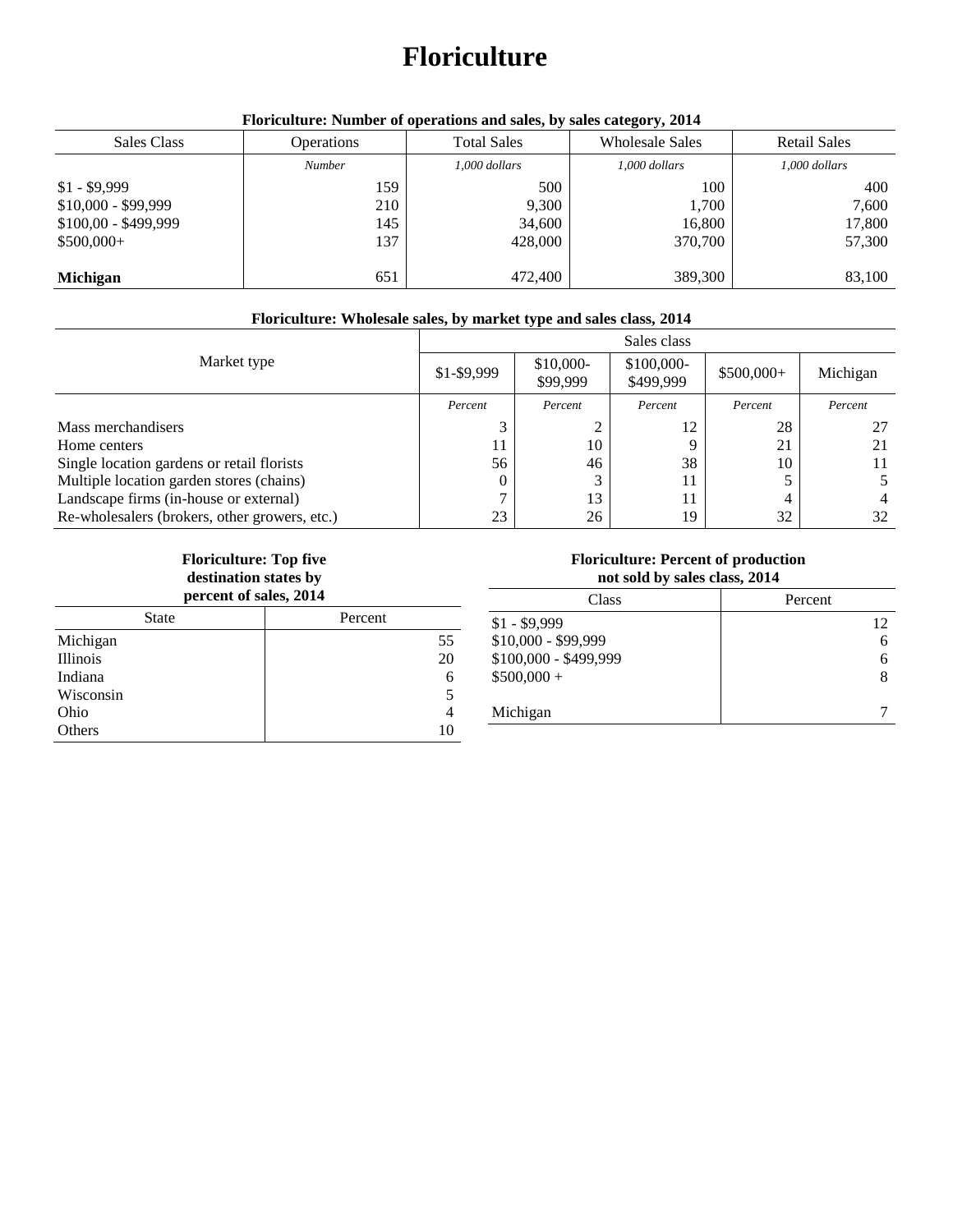# Floriculture

**Floriculture: Number of operations and sales, by sales category, 2014**

| Sales Class | Operations | Total Sales | Wholesale Sales | Retail Sales |
|---|---|---|---|---|
| | *Number* | *1,000 dollars* | *1,000 dollars* | *1,000 dollars* |
| $1 - $9,999 | 159 | 500 | 100 | 400 |
| $10,000 - $99,999 | 210 | 9,300 | 1,700 | 7,600 |
| $100,00 - $499,999 | 145 | 34,600 | 16,800 | 17,800 |
| $500,000+ | 137 | 428,000 | 370,700 | 57,300 |
| **Michigan** | 651 | 472,400 | 389,300 | 83,100 |

**Floriculture: Wholesale sales, by market type and sales class, 2014**

| Market type | Sales class | | | | |
|---|---|---|---|---|---|
| | $1-$9,999 | $10,000-$99,999 | $100,000-$499,999 | $500,000+ | Michigan |
| | *Percent* | *Percent* | *Percent* | *Percent* | *Percent* |
| Mass merchandisers | 3 | 2 | 12 | 28 | 27 |
| Home centers | 11 | 10 | 9 | 21 | 21 |
| Single location gardens or retail florists | 56 | 46 | 38 | 10 | 11 |
| Multiple location garden stores (chains) | 0 | 3 | 11 | 5 | 5 |
| Landscape firms (in-house or external) | 7 | 13 | 11 | 4 | 4 |
| Re-wholesalers (brokers, other growers, etc.) | 23 | 26 | 19 | 32 | 32 |

**Floriculture: Top five destination states by percent of sales, 2014**

| State | Percent |
|---|---|
| Michigan | 55 |
| Illinois | 20 |
| Indiana | 6 |
| Wisconsin | 5 |
| Ohio | 4 |
| Others | 10 |

**Floriculture: Percent of production not sold by sales class, 2014**

| Class | Percent |
|---|---|
| $1 - $9,999 | 12 |
| $10,000 - $99,999 | 6 |
| $100,000 - $499,999 | 6 |
| $500,000 + | 8 |
| Michigan | 7 |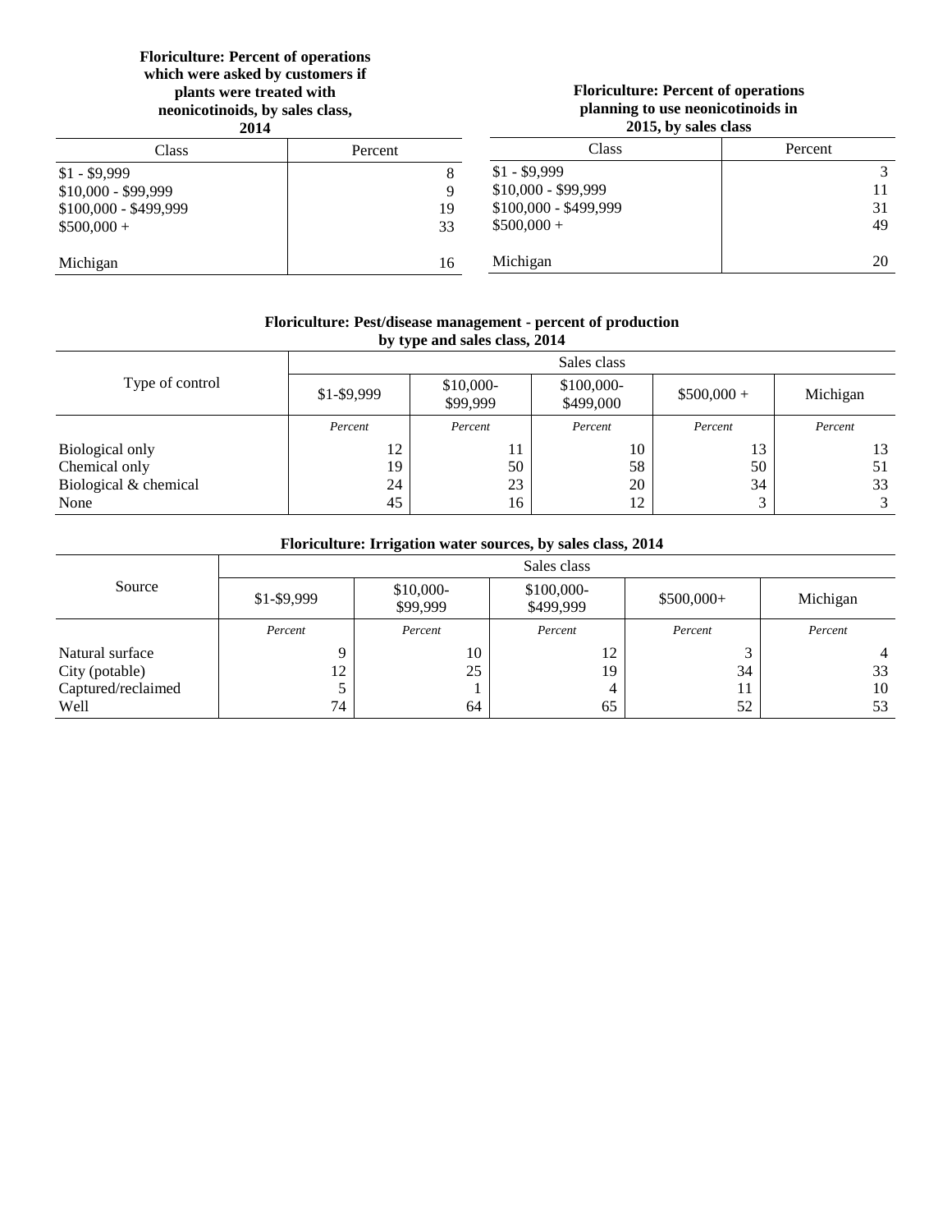**Floriculture: Percent of operations which were asked by customers if plants were treated with neonicotinoids, by sales class, 2014**

| Class | Percent |
|---|---|
| $1 - $9,999 | 8 |
| $10,000 - $99,999 | 9 |
| $100,000 - $499,999 | 19 |
| $500,000 + | 33 |
| Michigan | 16 |

**Floriculture: Percent of operations planning to use neonicotinoids in 2015, by sales class**

| Class | Percent |
|---|---|
| $1 - $9,999 | 3 |
| $10,000 - $99,999 | 11 |
| $100,000 - $499,999 | 31 |
| $500,000 + | 49 |
| Michigan | 20 |

**Floriculture: Pest/disease management - percent of production by type and sales class, 2014**

| Type of control | Sales class | | | | |
|---|---|---|---|---|---|
| | $1-$9,999 | $10,000-$99,999 | $100,000-$499,000 | $500,000 + | Michigan |
| | *Percent* | *Percent* | *Percent* | *Percent* | *Percent* |
| Biological only | 12 | 11 | 10 | 13 | 13 |
| Chemical only | 19 | 50 | 58 | 50 | 51 |
| Biological & chemical | 24 | 23 | 20 | 34 | 33 |
| None | 45 | 16 | 12 | 3 | 3 |

**Floriculture: Irrigation water sources, by sales class, 2014**

| Source | Sales class | | | | |
|---|---|---|---|---|---|
| | $1-$9,999 | $10,000-$99,999 | $100,000-$499,999 | $500,000+ | Michigan |
| | *Percent* | *Percent* | *Percent* | *Percent* | *Percent* |
| Natural surface | 9 | 10 | 12 | 3 | 4 |
| City (potable) | 12 | 25 | 19 | 34 | 33 |
| Captured/reclaimed | 5 | 1 | 4 | 11 | 10 |
| Well | 74 | 64 | 65 | 52 | 53 |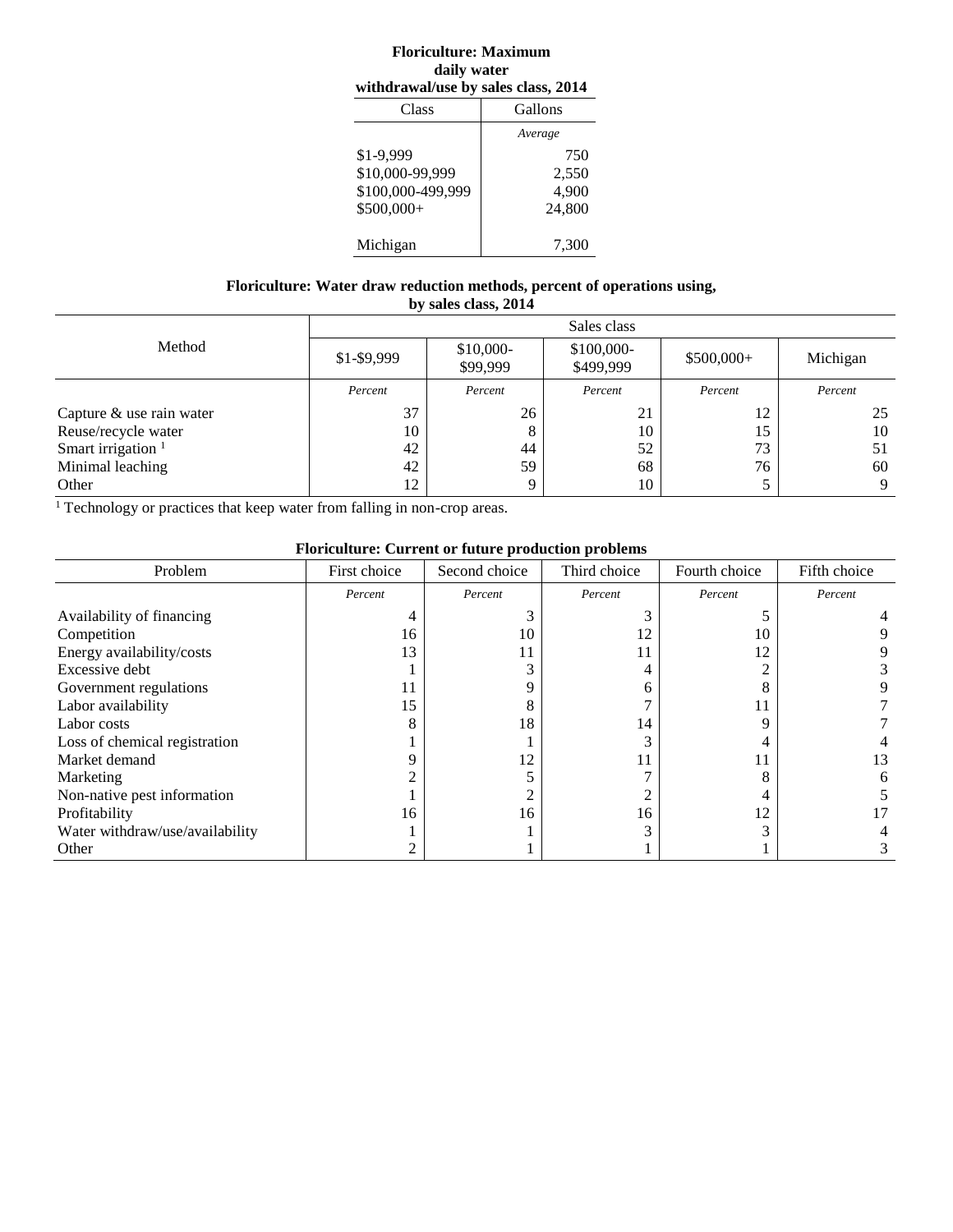**Floriculture: Maximum daily water withdrawal/use by sales class, 2014**

| Class | Gallons |
|---|---|
| | *Average* |
| $1-9,999 | 750 |
| $10,000-99,999 | 2,550 |
| $100,000-499,999 | 4,900 |
| $500,000+ | 24,800 |
| Michigan | 7,300 |

**Floriculture: Water draw reduction methods, percent of operations using, by sales class, 2014**

| Method | Sales class | | | | |
|---|---|---|---|---|---|
| | $1-$9,999 | $10,000-$99,999 | $100,000-$499,999 | $500,000+ | Michigan |
| | *Percent* | *Percent* | *Percent* | *Percent* | *Percent* |
| Capture & use rain water | 37 | 26 | 21 | 12 | 25 |
| Reuse/recycle water | 10 | 8 | 10 | 15 | 10 |
| Smart irrigation [1] | 42 | 44 | 52 | 73 | 51 |
| Minimal leaching | 42 | 59 | 68 | 76 | 60 |
| Other | 12 | 9 | 10 | 5 | 9 |

[1] Technology or practices that keep water from falling in non-crop areas.

**Floriculture: Current or future production problems**

| Problem | First choice | Second choice | Third choice | Fourth choice | Fifth choice |
|---|---|---|---|---|---|
| | *Percent* | *Percent* | *Percent* | *Percent* | *Percent* |
| Availability of financing | 4 | 3 | 3 | 5 | 4 |
| Competition | 16 | 10 | 12 | 10 | 9 |
| Energy availability/costs | 13 | 11 | 11 | 12 | 9 |
| Excessive debt | 1 | 3 | 4 | 2 | 3 |
| Government regulations | 11 | 9 | 6 | 8 | 9 |
| Labor availability | 15 | 8 | 7 | 11 | 7 |
| Labor costs | 8 | 18 | 14 | 9 | 7 |
| Loss of chemical registration | 1 | 1 | 3 | 4 | 4 |
| Market demand | 9 | 12 | 11 | 11 | 13 |
| Marketing | 2 | 5 | 7 | 8 | 6 |
| Non-native pest information | 1 | 2 | 2 | 4 | 5 |
| Profitability | 16 | 16 | 16 | 12 | 17 |
| Water withdraw/use/availability | 1 | 1 | 3 | 3 | 4 |
| Other | 2 | 1 | 1 | 1 | 3 |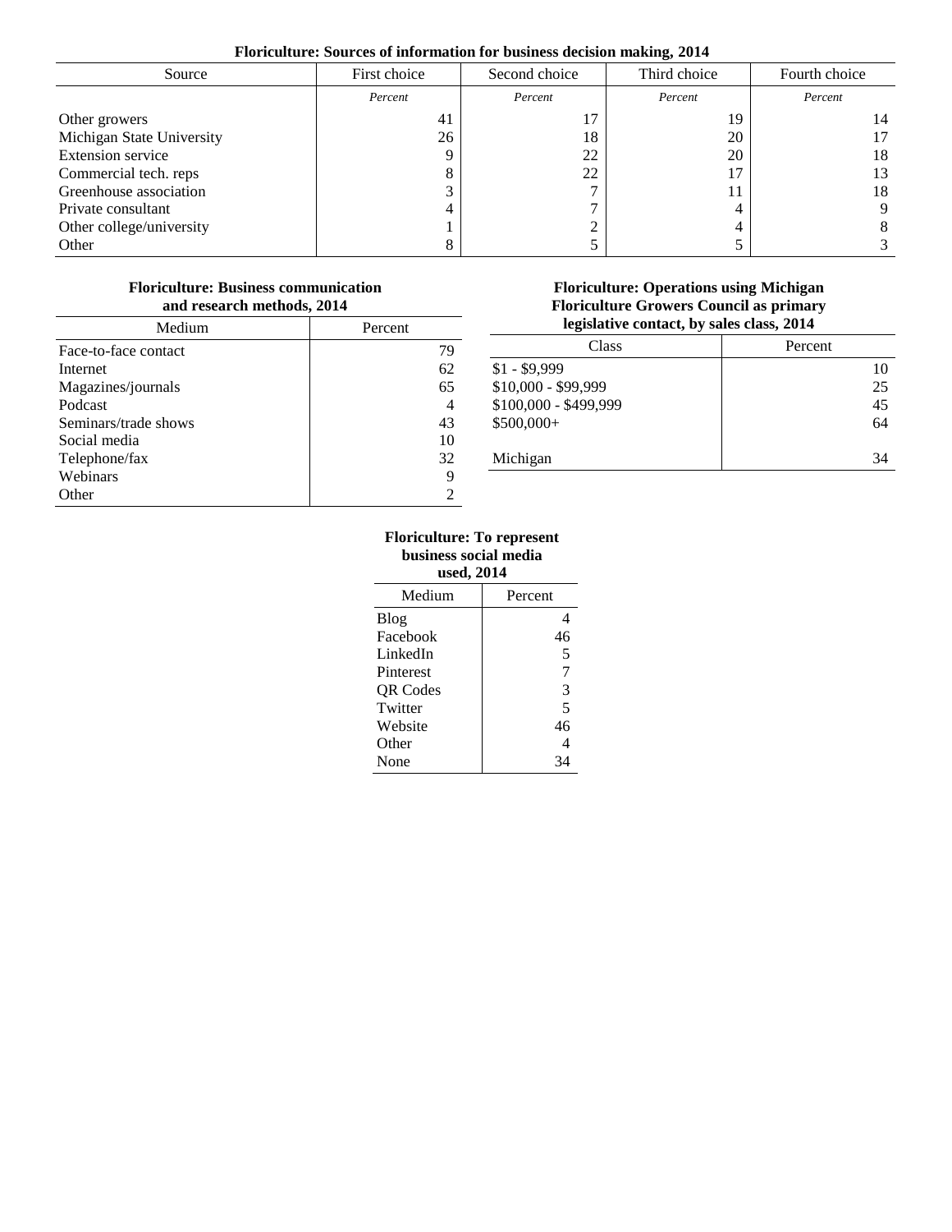**Floriculture: Sources of information for business decision making, 2014**

| Source | First choice | Second choice | Third choice | Fourth choice |
|---|---|---|---|---|
| | *Percent* | *Percent* | *Percent* | *Percent* |
| Other growers | 41 | 17 | 19 | 14 |
| Michigan State University | 26 | 18 | 20 | 17 |
| Extension service | 9 | 22 | 20 | 18 |
| Commercial tech. reps | 8 | 22 | 17 | 13 |
| Greenhouse association | 3 | 7 | 11 | 18 |
| Private consultant | 4 | 7 | 4 | 9 |
| Other college/university | 1 | 2 | 4 | 8 |
| Other | 8 | 5 | 5 | 3 |

**Floriculture: Business communication and research methods, 2014**

| Medium | Percent |
|---|---|
| Face-to-face contact | 79 |
| Internet | 62 |
| Magazines/journals | 65 |
| Podcast | 4 |
| Seminars/trade shows | 43 |
| Social media | 10 |
| Telephone/fax | 32 |
| Webinars | 9 |
| Other | 2 |

**Floriculture: Operations using Michigan Floriculture Growers Council as primary legislative contact, by sales class, 2014**

| Class | Percent |
|---|---|
| $1 - $9,999 | 10 |
| $10,000 - $99,999 | 25 |
| $100,000 - $499,999 | 45 |
| $500,000+ | 64 |
| | |
| Michigan | 34 |

**Floriculture: To represent business social media used, 2014**

| Medium | Percent |
|---|---|
| Blog | 4 |
| Facebook | 46 |
| LinkedIn | 5 |
| Pinterest | 7 |
| QR Codes | 3 |
| Twitter | 5 |
| Website | 46 |
| Other | 4 |
| None | 34 |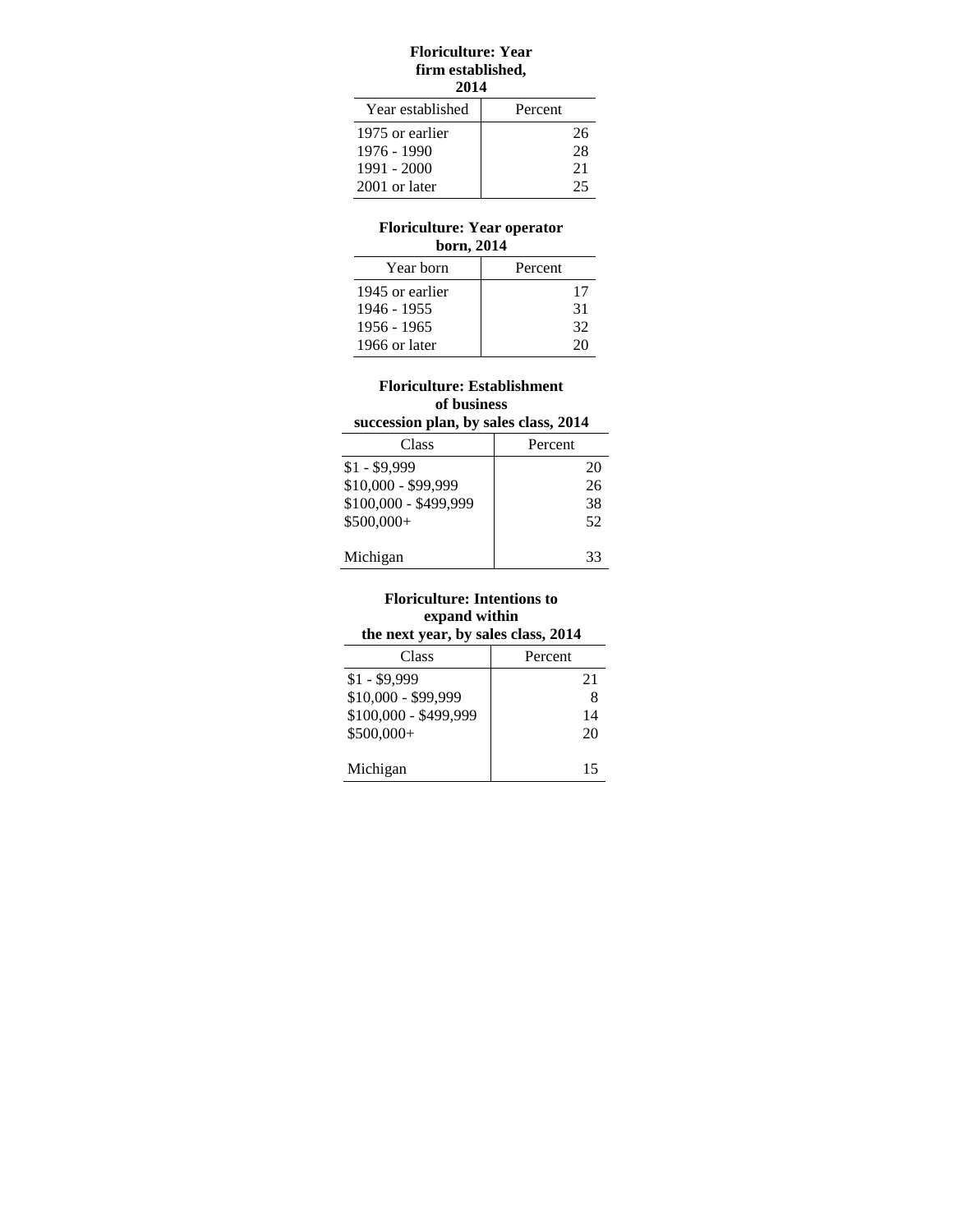**Floriculture: Year firm established, 2014**

| Year established | Percent |
|---|---|
| 1975 or earlier | 26 |
| 1976 - 1990 | 28 |
| 1991 - 2000 | 21 |
| 2001 or later | 25 |

**Floriculture: Year operator born, 2014**

| Year born | Percent |
|---|---|
| 1945 or earlier | 17 |
| 1946 - 1955 | 31 |
| 1956 - 1965 | 32 |
| 1966 or later | 20 |

**Floriculture: Establishment of business succession plan, by sales class, 2014**

| Class | Percent |
|---|---|
| $1 - $9,999 | 20 |
| $10,000 - $99,999 | 26 |
| $100,000 - $499,999 | 38 |
| $500,000+ | 52 |
| Michigan | 33 |

**Floriculture: Intentions to expand within the next year, by sales class, 2014**

| Class | Percent |
|---|---|
| $1 - $9,999 | 21 |
| $10,000 - $99,999 | 8 |
| $100,000 - $499,999 | 14 |
| $500,000+ | 20 |
| Michigan | 15 |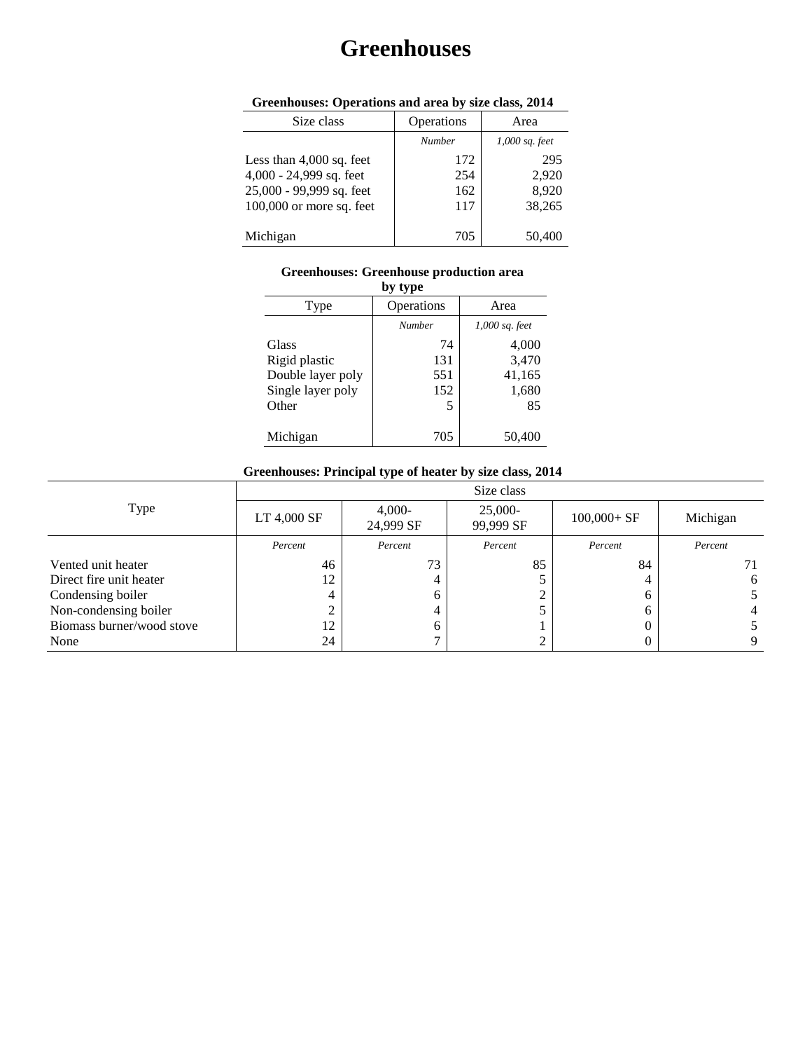# Greenhouses

**Greenhouses: Operations and area by size class, 2014**

| Size class | Operations | Area |
|---|---|---|
| | *Number* | *1,000 sq. feet* |
| Less than 4,000 sq. feet | 172 | 295 |
| 4,000 - 24,999 sq. feet | 254 | 2,920 |
| 25,000 - 99,999 sq. feet | 162 | 8,920 |
| 100,000 or more sq. feet | 117 | 38,265 |
| Michigan | 705 | 50,400 |

**Greenhouses: Greenhouse production area by type**

| Type | Operations | Area |
|---|---|---|
| | *Number* | *1,000 sq. feet* |
| Glass | 74 | 4,000 |
| Rigid plastic | 131 | 3,470 |
| Double layer poly | 551 | 41,165 |
| Single layer poly | 152 | 1,680 |
| Other | 5 | 85 |
| Michigan | 705 | 50,400 |

**Greenhouses: Principal type of heater by size class, 2014**

| Type | Size class | | | | |
|---|---|---|---|---|---|
| | LT 4,000 SF | 4,000-24,999 SF | 25,000-99,999 SF | 100,000+ SF | Michigan |
| | *Percent* | *Percent* | *Percent* | *Percent* | *Percent* |
| Vented unit heater | 46 | 73 | 85 | 84 | 71 |
| Direct fire unit heater | 12 | 4 | 5 | 4 | 6 |
| Condensing boiler | 4 | 6 | 2 | 6 | 5 |
| Non-condensing boiler | 2 | 4 | 5 | 6 | 4 |
| Biomass burner/wood stove | 12 | 6 | 1 | 0 | 5 |
| None | 24 | 7 | 2 | 0 | 9 |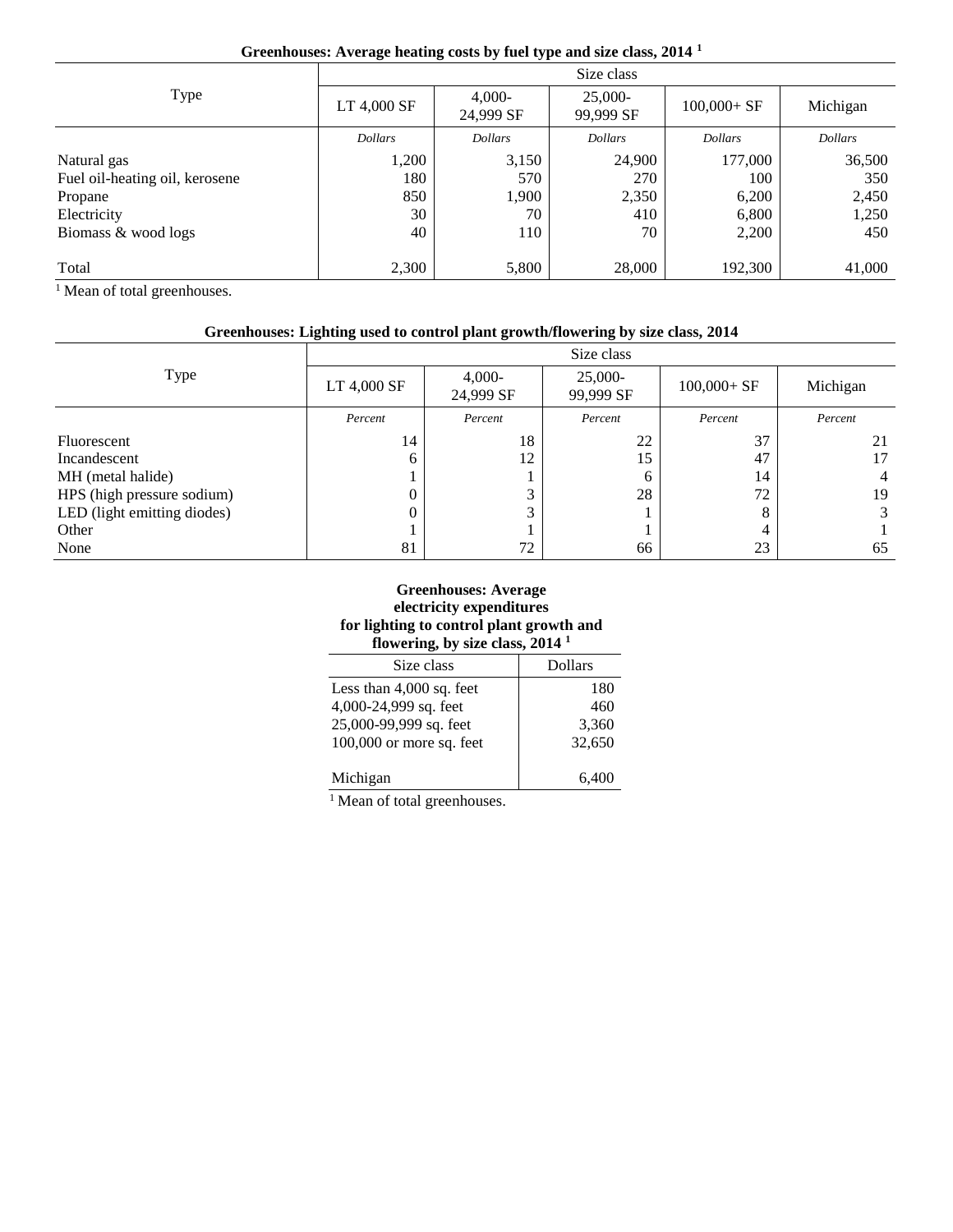**Greenhouses: Average heating costs by fuel type and size class, 2014 [1]**

| Type | Size class | | | | |
|---|---|---|---|---|---|
| | LT 4,000 SF | 4,000-24,999 SF | 25,000-99,999 SF | 100,000+ SF | Michigan |
| | *Dollars* | *Dollars* | *Dollars* | *Dollars* | *Dollars* |
| Natural gas | 1,200 | 3,150 | 24,900 | 177,000 | 36,500 |
| Fuel oil-heating oil, kerosene | 180 | 570 | 270 | 100 | 350 |
| Propane | 850 | 1,900 | 2,350 | 6,200 | 2,450 |
| Electricity | 30 | 70 | 410 | 6,800 | 1,250 |
| Biomass & wood logs | 40 | 110 | 70 | 2,200 | 450 |
| Total | 2,300 | 5,800 | 28,000 | 192,300 | 41,000 |

[1] Mean of total greenhouses.

**Greenhouses: Lighting used to control plant growth/flowering by size class, 2014**

| Type | Size class | | | | |
|---|---|---|---|---|---|
| | LT 4,000 SF | 4,000-24,999 SF | 25,000-99,999 SF | 100,000+ SF | Michigan |
| | *Percent* | *Percent* | *Percent* | *Percent* | *Percent* |
| Fluorescent | 14 | 18 | 22 | 37 | 21 |
| Incandescent | 6 | 12 | 15 | 47 | 17 |
| MH (metal halide) | 1 | 1 | 6 | 14 | 4 |
| HPS (high pressure sodium) | 0 | 3 | 28 | 72 | 19 |
| LED (light emitting diodes) | 0 | 3 | 1 | 8 | 3 |
| Other | 1 | 1 | 1 | 4 | 1 |
| None | 81 | 72 | 66 | 23 | 65 |

**Greenhouses: Average electricity expenditures for lighting to control plant growth and flowering, by size class, 2014 [1]**

| Size class | Dollars |
|---|---|
| Less than 4,000 sq. feet | 180 |
| 4,000-24,999 sq. feet | 460 |
| 25,000-99,999 sq. feet | 3,360 |
| 100,000 or more sq. feet | 32,650 |
| Michigan | 6,400 |

[1] Mean of total greenhouses.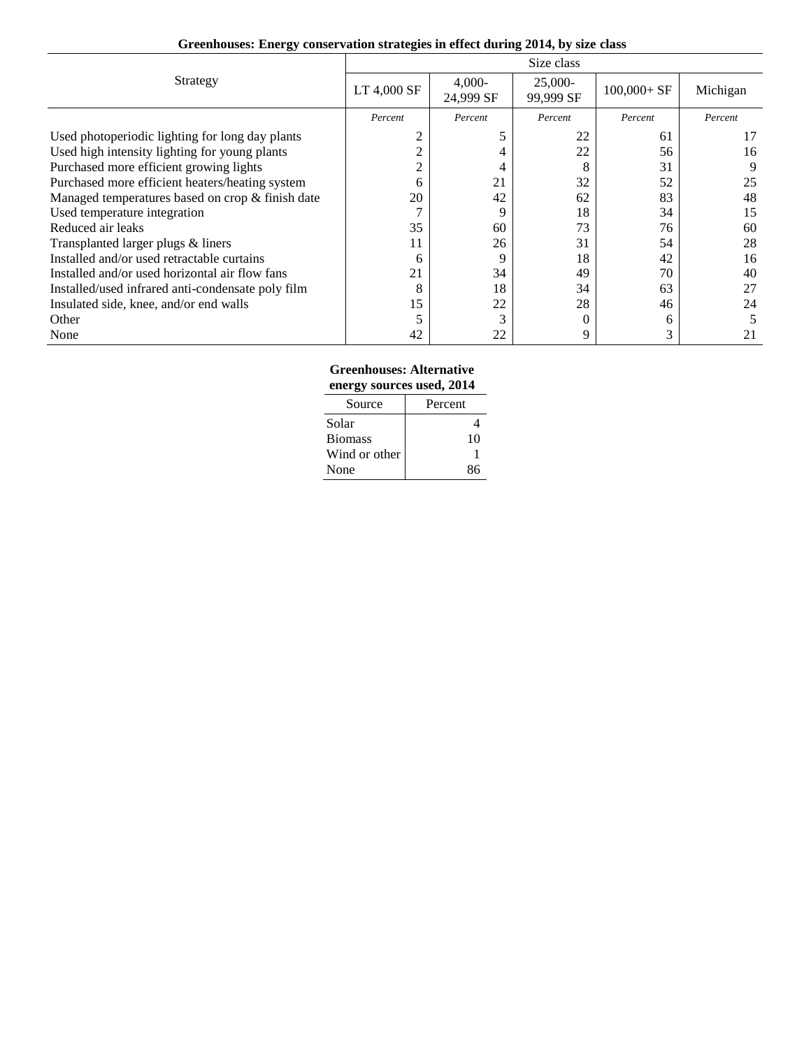**Greenhouses: Energy conservation strategies in effect during 2014, by size class**

| Strategy | Size class | | | | |
|---|---|---|---|---|---|
| | LT 4,000 SF | 4,000-24,999 SF | 25,000-99,999 SF | 100,000+ SF | Michigan |
| | *Percent* | *Percent* | *Percent* | *Percent* | *Percent* |
| Used photoperiodic lighting for long day plants | 2 | 5 | 22 | 61 | 17 |
| Used high intensity lighting for young plants | 2 | 4 | 22 | 56 | 16 |
| Purchased more efficient growing lights | 2 | 4 | 8 | 31 | 9 |
| Purchased more efficient heaters/heating system | 6 | 21 | 32 | 52 | 25 |
| Managed temperatures based on crop & finish date | 20 | 42 | 62 | 83 | 48 |
| Used temperature integration | 7 | 9 | 18 | 34 | 15 |
| Reduced air leaks | 35 | 60 | 73 | 76 | 60 |
| Transplanted larger plugs & liners | 11 | 26 | 31 | 54 | 28 |
| Installed and/or used retractable curtains | 6 | 9 | 18 | 42 | 16 |
| Installed and/or used horizontal air flow fans | 21 | 34 | 49 | 70 | 40 |
| Installed/used infrared anti-condensate poly film | 8 | 18 | 34 | 63 | 27 |
| Insulated side, knee, and/or end walls | 15 | 22 | 28 | 46 | 24 |
| Other | 5 | 3 | 0 | 6 | 5 |
| None | 42 | 22 | 9 | 3 | 21 |

**Greenhouses: Alternative energy sources used, 2014**

| Source | Percent |
|---|---|
| Solar | 4 |
| Biomass | 10 |
| Wind or other | 1 |
| None | 86 |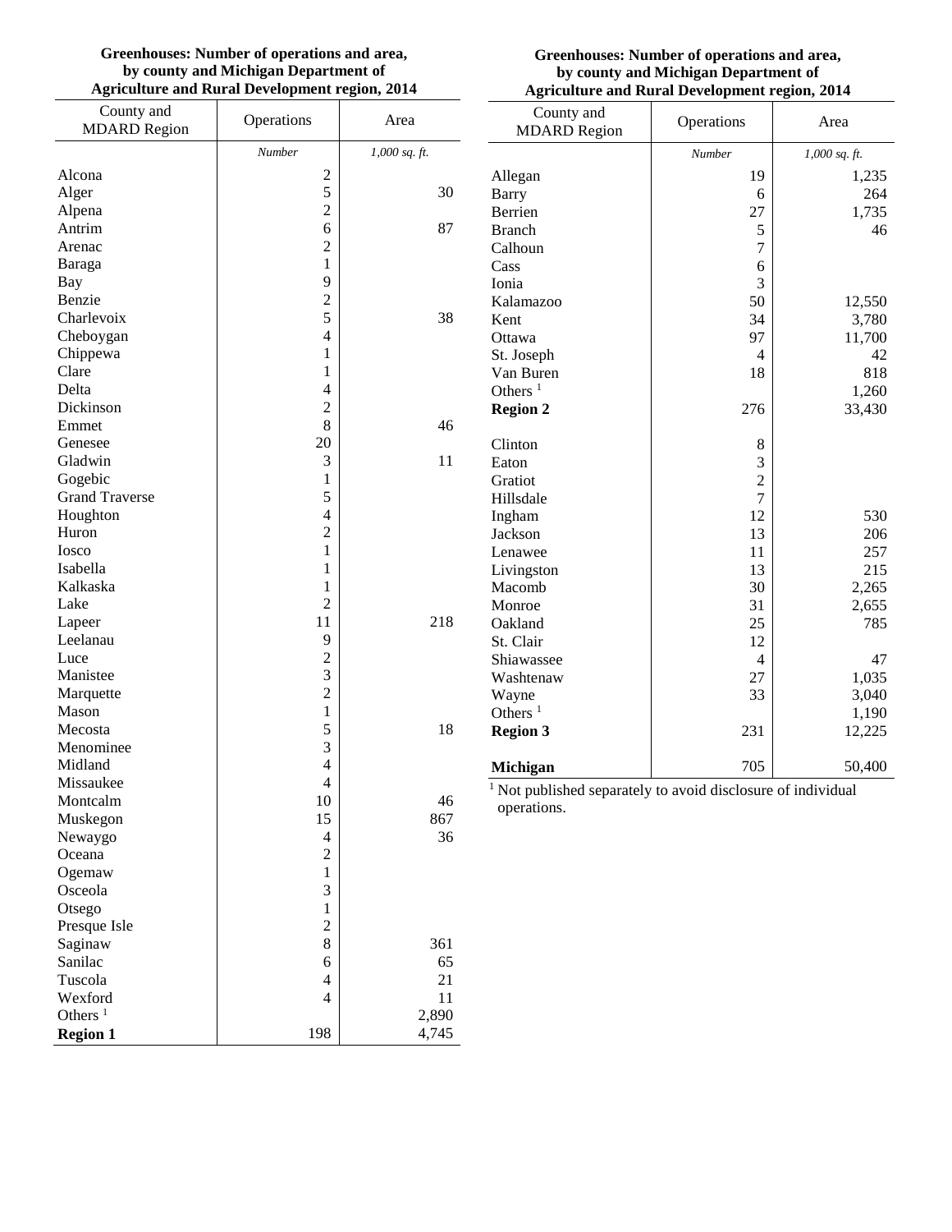**Greenhouses: Number of operations and area, by county and Michigan Department of Agriculture and Rural Development region, 2014**

| County and MDARD Region | Operations | Area |
|---|---|---|
| | *Number* | *1,000 sq. ft.* |
| Alcona | 2 | |
| Alger | 5 | 30 |
| Alpena | 2 | |
| Antrim | 6 | 87 |
| Arenac | 2 | |
| Baraga | 1 | |
| Bay | 9 | |
| Benzie | 2 | |
| Charlevoix | 5 | 38 |
| Cheboygan | 4 | |
| Chippewa | 1 | |
| Clare | 1 | |
| Delta | 4 | |
| Dickinson | 2 | |
| Emmet | 8 | 46 |
| Genesee | 20 | |
| Gladwin | 3 | 11 |
| Gogebic | 1 | |
| Grand Traverse | 5 | |
| Houghton | 4 | |
| Huron | 2 | |
| Iosco | 1 | |
| Isabella | 1 | |
| Kalkaska | 1 | |
| Lake | 2 | |
| Lapeer | 11 | 218 |
| Leelanau | 9 | |
| Luce | 2 | |
| Manistee | 3 | |
| Marquette | 2 | |
| Mason | 1 | |
| Mecosta | 5 | 18 |
| Menominee | 3 | |
| Midland | 4 | |
| Missaukee | 4 | |
| Montcalm | 10 | 46 |
| Muskegon | 15 | 867 |
| Newaygo | 4 | 36 |
| Oceana | 2 | |
| Ogemaw | 1 | |
| Osceola | 3 | |
| Otsego | 1 | |
| Presque Isle | 2 | |
| Saginaw | 8 | 361 |
| Sanilac | 6 | 65 |
| Tuscola | 4 | 21 |
| Wexford | 4 | 11 |
| Others [1] | | 2,890 |
| **Region 1** | 198 | 4,745 |

**Greenhouses: Number of operations and area, by county and Michigan Department of Agriculture and Rural Development region, 2014**

| County and MDARD Region | Operations | Area |
|---|---|---|
| | *Number* | *1,000 sq. ft.* |
| Allegan | 19 | 1,235 |
| Barry | 6 | 264 |
| Berrien | 27 | 1,735 |
| Branch | 5 | 46 |
| Calhoun | 7 | |
| Cass | 6 | |
| Ionia | 3 | |
| Kalamazoo | 50 | 12,550 |
| Kent | 34 | 3,780 |
| Ottawa | 97 | 11,700 |
| St. Joseph | 4 | 42 |
| Van Buren | 18 | 818 |
| Others [1] | | 1,260 |
| **Region 2** | 276 | 33,430 |
| | | |
| Clinton | 8 | |
| Eaton | 3 | |
| Gratiot | 2 | |
| Hillsdale | 7 | |
| Ingham | 12 | 530 |
| Jackson | 13 | 206 |
| Lenawee | 11 | 257 |
| Livingston | 13 | 215 |
| Macomb | 30 | 2,265 |
| Monroe | 31 | 2,655 |
| Oakland | 25 | 785 |
| St. Clair | 12 | |
| Shiawassee | 4 | 47 |
| Washtenaw | 27 | 1,035 |
| Wayne | 33 | 3,040 |
| Others [1] | | 1,190 |
| **Region 3** | 231 | 12,225 |
| | | |
| **Michigan** | 705 | 50,400 |

[1] Not published separately to avoid disclosure of individual operations.